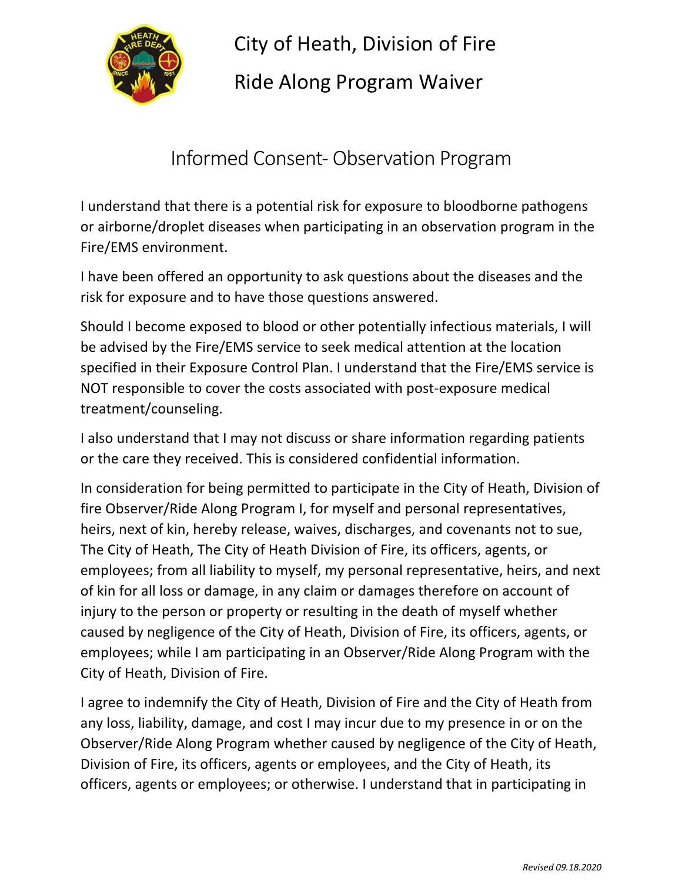# City of Heath, Division of Fire

# Ride Along Program Waiver

## Informed Consent- Observation Program

I understand that there is a potential risk for exposure to bloodborne pathogens or airborne/droplet diseases when participating in an observation program in the Fire/EMS environment.

I have been offered an opportunity to ask questions about the diseases and the risk for exposure and to have those questions answered.

Should I become exposed to blood or other potentially infectious materials, I will be advised by the Fire/EMS service to seek medical attention at the location specified in their Exposure Control Plan. I understand that the Fire/EMS service is NOT responsible to cover the costs associated with post-exposure medical treatment/counseling.

I also understand that I may not discuss or share information regarding patients or the care they received. This is considered confidential information.

In consideration for being permitted to participate in the City of Heath, Division of fire Observer/Ride Along Program I, for myself and personal representatives, heirs, next of kin, hereby release, waives, discharges, and covenants not to sue, The City of Heath, The City of Heath Division of Fire, its officers, agents, or employees; from all liability to myself, my personal representative, heirs, and next of kin for all loss or damage, in any claim or damages therefore on account of injury to the person or property or resulting in the death of myself whether caused by negligence of the City of Heath, Division of Fire, its officers, agents, or employees; while I am participating in an Observer/Ride Along Program with the City of Heath, Division of Fire.

I agree to indemnify the City of Heath, Division of Fire and the City of Heath from any loss, liability, damage, and cost I may incur due to my presence in or on the Observer/Ride Along Program whether caused by negligence of the City of Heath, Division of Fire, its officers, agents or employees, and the City of Heath, its officers, agents or employees; or otherwise. I understand that in participating in

*Revised 09.18.2020*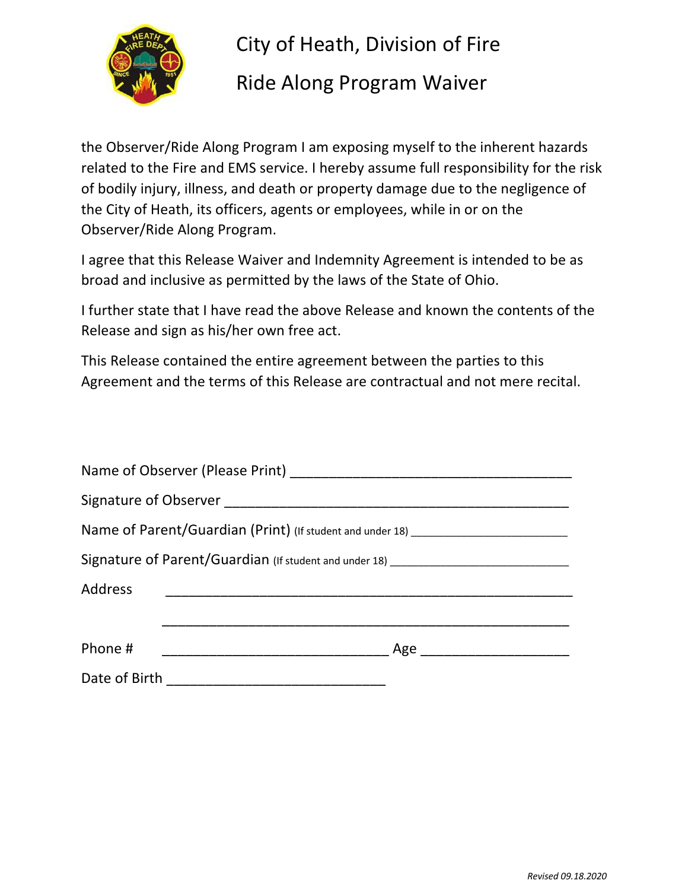# City of Heath, Division of Fire

## Ride Along Program Waiver

the Observer/Ride Along Program I am exposing myself to the inherent hazards related to the Fire and EMS service. I hereby assume full responsibility for the risk of bodily injury, illness, and death or property damage due to the negligence of the City of Heath, its officers, agents or employees, while in or on the Observer/Ride Along Program.

I agree that this Release Waiver and Indemnity Agreement is intended to be as broad and inclusive as permitted by the laws of the State of Ohio.

I further state that I have read the above Release and known the contents of the Release and sign as his/her own free act.

This Release contained the entire agreement between the parties to this Agreement and the terms of this Release are contractual and not mere recital.

Name of Observer (Please Print) ____________________________________

Signature of Observer ____________________________________________

Name of Parent/Guardian (Print) (If student and under 18) ________________________

Signature of Parent/Guardian (If student and under 18) ___________________________

Address ____________________________________________________

____________________________________________________

Phone # _____________________________ Age ___________________

Date of Birth _____________________________

*Revised 09.18.2020*